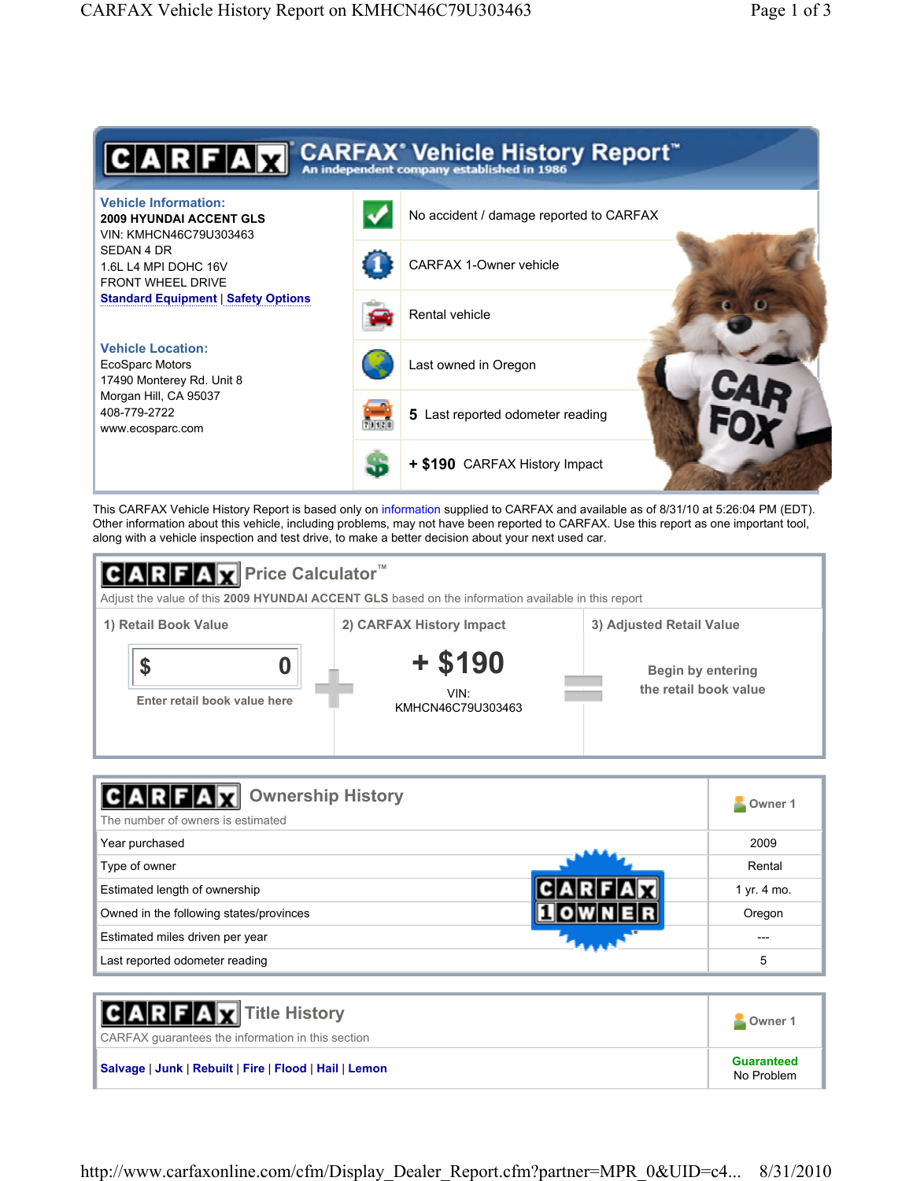# CARFAX® Vehicle History Report™

An independent company established in 1986

**Vehicle Information:**
**2009 HYUNDAI ACCENT GLS**
VIN: KMHCN46C79U303463
SEDAN 4 DR
1.6L L4 MPI DOHC 16V
FRONT WHEEL DRIVE
**Standard Equipment** | **Safety Options**

**Vehicle Location:**
EcoSparc Motors
17490 Monterey Rd. Unit 8
Morgan Hill, CA 95037
408-779-2722
www.ecosparc.com

- No accident / damage reported to CARFAX
- CARFAX 1-Owner vehicle
- Rental vehicle
- Last owned in Oregon
- **5** Last reported odometer reading
- **+ $190** CARFAX History Impact

This CARFAX Vehicle History Report is based only on information supplied to CARFAX and available as of 8/31/10 at 5:26:04 PM (EDT). Other information about this vehicle, including problems, may not have been reported to CARFAX. Use this report as one important tool, along with a vehicle inspection and test drive, to make a better decision about your next used car.

## CARFAX Price Calculator™

Adjust the value of this **2009 HYUNDAI ACCENT GLS** based on the information available in this report

| 1) Retail Book Value | | 2) CARFAX History Impact | | 3) Adjusted Retail Value |
|---|---|---|---|---|
| $ 0<br>Enter retail book value here | + | **+ $190**<br>VIN: KMHCN46C79U303463 | = | Begin by entering the retail book value |

## CARFAX Ownership History

The number of owners is estimated

| | Owner 1 |
|---|---|
| Year purchased | 2009 |
| Type of owner | Rental |
| Estimated length of ownership | 1 yr. 4 mo. |
| Owned in the following states/provinces | Oregon |
| Estimated miles driven per year | --- |
| Last reported odometer reading | 5 |

CARFAX 1 OWNER

## CARFAX Title History

CARFAX guarantees the information in this section

| | Owner 1 |
|---|---|
| **Salvage** \| **Junk** \| **Rebuilt** \| **Fire** \| **Flood** \| **Hail** \| **Lemon** | **Guaranteed**<br>No Problem |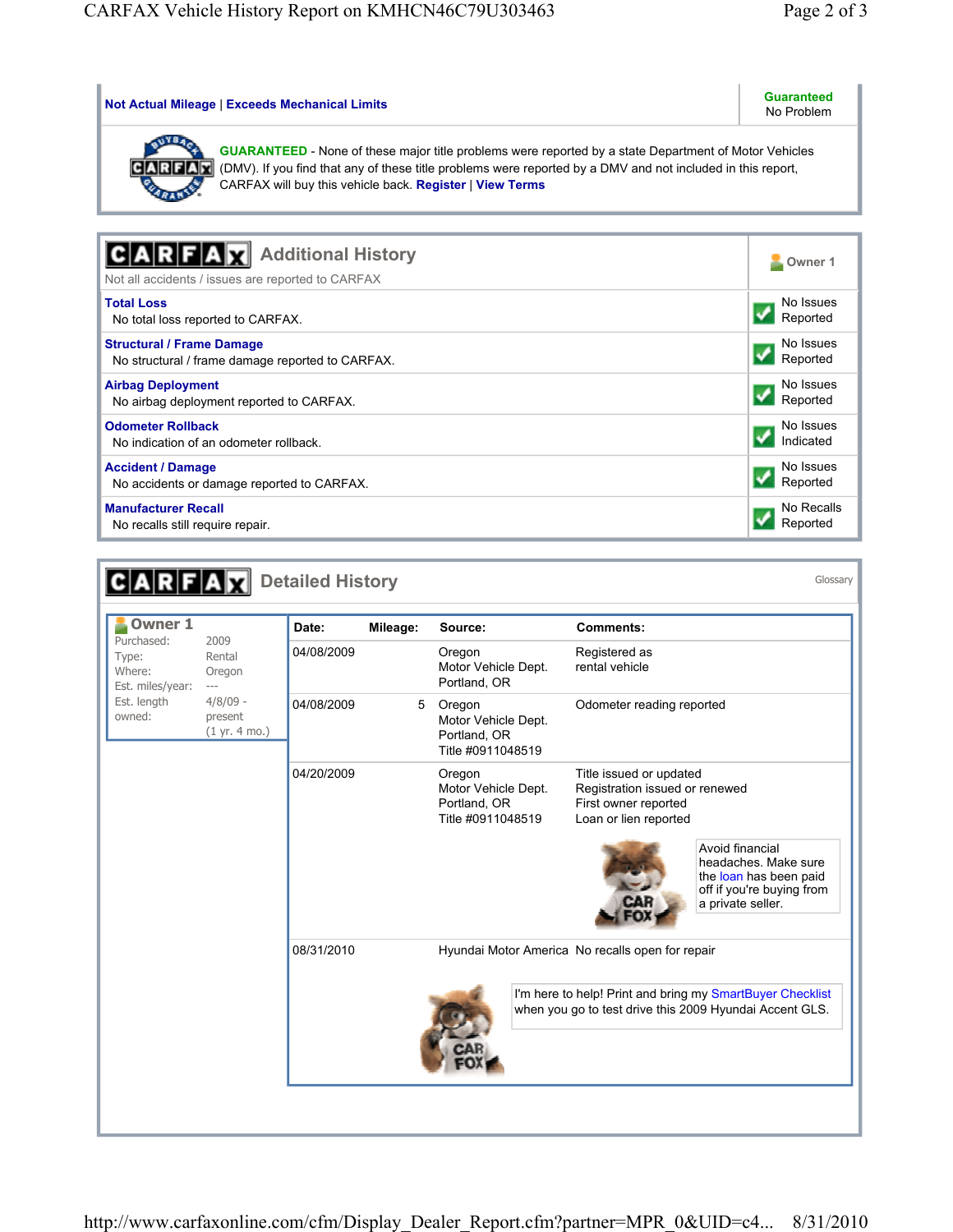| **Not Actual Mileage** \| **Exceeds Mechanical Limits** | **Guaranteed** No Problem |
|---|---|

**GUARANTEED** - None of these major title problems were reported by a state Department of Motor Vehicles (DMV). If you find that any of these title problems were reported by a DMV and not included in this report, CARFAX will buy this vehicle back. **Register** | **View Terms**

## CARFAX Additional History

Not all accidents / issues are reported to CARFAX

| | Owner 1 |
|---|---|
| **Total Loss** No total loss reported to CARFAX. | No Issues Reported |
| **Structural / Frame Damage** No structural / frame damage reported to CARFAX. | No Issues Reported |
| **Airbag Deployment** No airbag deployment reported to CARFAX. | No Issues Reported |
| **Odometer Rollback** No indication of an odometer rollback. | No Issues Indicated |
| **Accident / Damage** No accidents or damage reported to CARFAX. | No Issues Reported |
| **Manufacturer Recall** No recalls still require repair. | No Recalls Reported |

## CARFAX Detailed History

Glossary

**Owner 1**

| | |
|---|---|
| Purchased: | 2009 |
| Type: | Rental |
| Where: | Oregon |
| Est. miles/year: | --- |
| Est. length owned: | 4/8/09 - present (1 yr. 4 mo.) |

| Date: | Mileage: | Source: | Comments: |
|---|---|---|---|
| 04/08/2009 | | Oregon Motor Vehicle Dept. Portland, OR | Registered as rental vehicle |
| 04/08/2009 | 5 | Oregon Motor Vehicle Dept. Portland, OR Title #0911048519 | Odometer reading reported |
| 04/20/2009 | | Oregon Motor Vehicle Dept. Portland, OR Title #0911048519 | Title issued or updated<br>Registration issued or renewed<br>First owner reported<br>Loan or lien reported |
| 08/31/2010 | | Hyundai Motor America | No recalls open for repair |

Avoid financial headaches. Make sure the loan has been paid off if you're buying from a private seller.

I'm here to help! Print and bring my SmartBuyer Checklist when you go to test drive this 2009 Hyundai Accent GLS.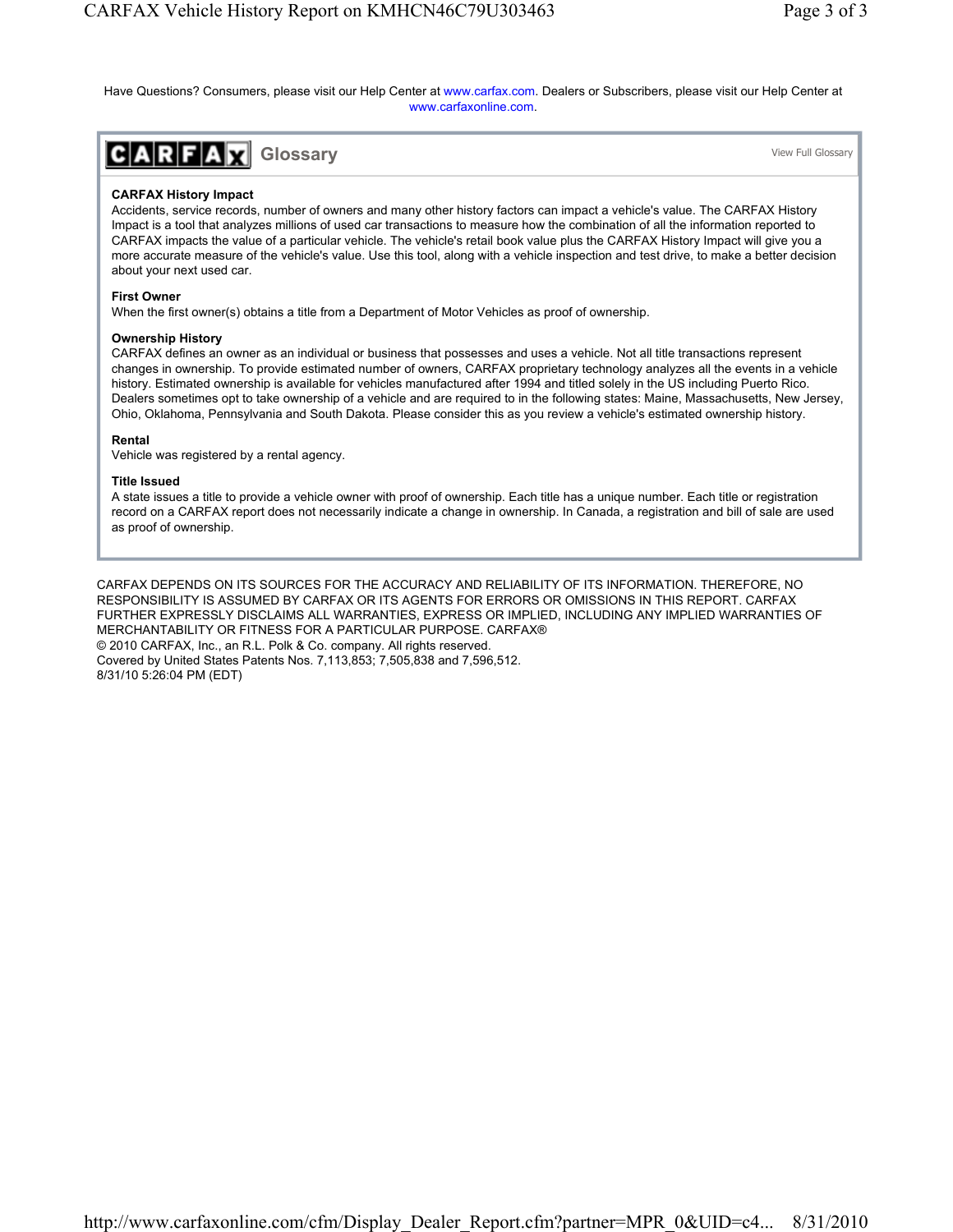Have Questions? Consumers, please visit our Help Center at www.carfax.com. Dealers or Subscribers, please visit our Help Center at www.carfaxonline.com.

## CARFAX Glossary

View Full Glossary

**CARFAX History Impact**
Accidents, service records, number of owners and many other history factors can impact a vehicle's value. The CARFAX History Impact is a tool that analyzes millions of used car transactions to measure how the combination of all the information reported to CARFAX impacts the value of a particular vehicle. The vehicle's retail book value plus the CARFAX History Impact will give you a more accurate measure of the vehicle's value. Use this tool, along with a vehicle inspection and test drive, to make a better decision about your next used car.

**First Owner**
When the first owner(s) obtains a title from a Department of Motor Vehicles as proof of ownership.

**Ownership History**
CARFAX defines an owner as an individual or business that possesses and uses a vehicle. Not all title transactions represent changes in ownership. To provide estimated number of owners, CARFAX proprietary technology analyzes all the events in a vehicle history. Estimated ownership is available for vehicles manufactured after 1994 and titled solely in the US including Puerto Rico. Dealers sometimes opt to take ownership of a vehicle and are required to in the following states: Maine, Massachusetts, New Jersey, Ohio, Oklahoma, Pennsylvania and South Dakota. Please consider this as you review a vehicle's estimated ownership history.

**Rental**
Vehicle was registered by a rental agency.

**Title Issued**
A state issues a title to provide a vehicle owner with proof of ownership. Each title has a unique number. Each title or registration record on a CARFAX report does not necessarily indicate a change in ownership. In Canada, a registration and bill of sale are used as proof of ownership.

CARFAX DEPENDS ON ITS SOURCES FOR THE ACCURACY AND RELIABILITY OF ITS INFORMATION. THEREFORE, NO RESPONSIBILITY IS ASSUMED BY CARFAX OR ITS AGENTS FOR ERRORS OR OMISSIONS IN THIS REPORT. CARFAX FURTHER EXPRESSLY DISCLAIMS ALL WARRANTIES, EXPRESS OR IMPLIED, INCLUDING ANY IMPLIED WARRANTIES OF MERCHANTABILITY OR FITNESS FOR A PARTICULAR PURPOSE. CARFAX®
© 2010 CARFAX, Inc., an R.L. Polk & Co. company. All rights reserved.
Covered by United States Patents Nos. 7,113,853; 7,505,838 and 7,596,512.
8/31/10 5:26:04 PM (EDT)